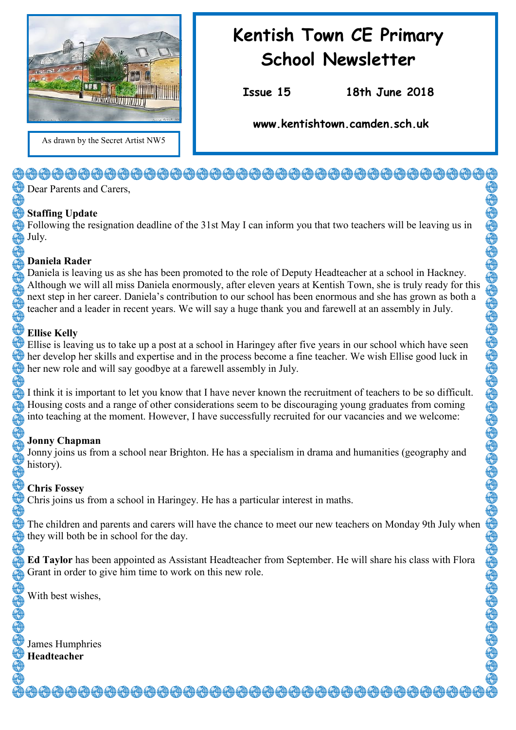As drawn by the Secret Artist NW5

# Kentish Town CE Primary School Newsletter

**Issue 15** **18th June 2018**

**www.kentishtown.camden.sch.uk**

Dear Parents and Carers,

**Staffing Update**

Following the resignation deadline of the 31st May I can inform you that two teachers will be leaving us in July.

**Daniela Rader**

Daniela is leaving us as she has been promoted to the role of Deputy Headteacher at a school in Hackney. Although we will all miss Daniela enormously, after eleven years at Kentish Town, she is truly ready for this next step in her career. Daniela's contribution to our school has been enormous and she has grown as both a teacher and a leader in recent years. We will say a huge thank you and farewell at an assembly in July.

**Ellise Kelly**

Ellise is leaving us to take up a post at a school in Haringey after five years in our school which have seen her develop her skills and expertise and in the process become a fine teacher. We wish Ellise good luck in her new role and will say goodbye at a farewell assembly in July.

I think it is important to let you know that I have never known the recruitment of teachers to be so difficult. Housing costs and a range of other considerations seem to be discouraging young graduates from coming into teaching at the moment. However, I have successfully recruited for our vacancies and we welcome:

**Jonny Chapman**

Jonny joins us from a school near Brighton. He has a specialism in drama and humanities (geography and history).

**Chris Fossey**

Chris joins us from a school in Haringey. He has a particular interest in maths.

The children and parents and carers will have the chance to meet our new teachers on Monday 9th July when they will both be in school for the day.

**Ed Taylor** has been appointed as Assistant Headteacher from September. He will share his class with Flora Grant in order to give him time to work on this new role.

With best wishes,

James Humphries
**Headteacher**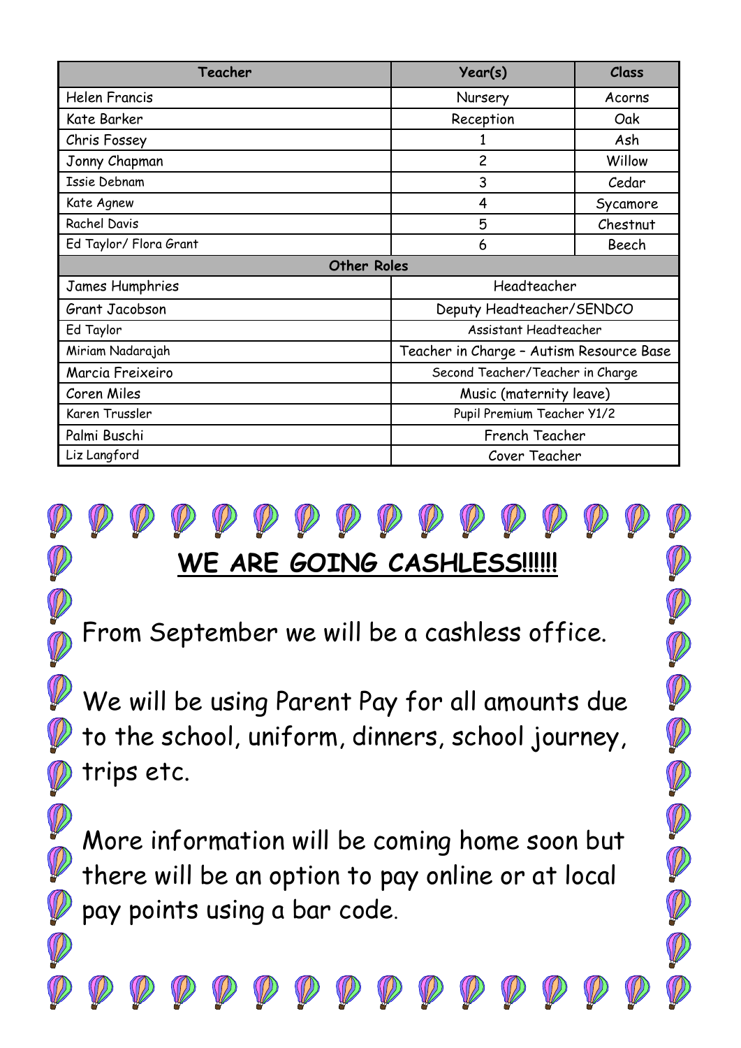| Teacher | Year(s) | Class |
| --- | --- | --- |
| Helen Francis | Nursery | Acorns |
| Kate Barker | Reception | Oak |
| Chris Fossey | 1 | Ash |
| Jonny Chapman | 2 | Willow |
| Issie Debnam | 3 | Cedar |
| Kate Agnew | 4 | Sycamore |
| Rachel Davis | 5 | Chestnut |
| Ed Taylor/ Flora Grant | 6 | Beech |
| **Other Roles** | | |
| James Humphries | Headteacher | |
| Grant Jacobson | Deputy Headteacher/SENDCO | |
| Ed Taylor | Assistant Headteacher | |
| Miriam Nadarajah | Teacher in Charge – Autism Resource Base | |
| Marcia Freixeiro | Second Teacher/Teacher in Charge | |
| Coren Miles | Music (maternity leave) | |
| Karen Trussler | Pupil Premium Teacher Y1/2 | |
| Palmi Buschi | French Teacher | |
| Liz Langford | Cover Teacher | |

## WE ARE GOING CASHLESS!!!!!!

From September we will be a cashless office.

We will be using Parent Pay for all amounts due to the school, uniform, dinners, school journey, trips etc.

More information will be coming home soon but there will be an option to pay online or at local pay points using a bar code.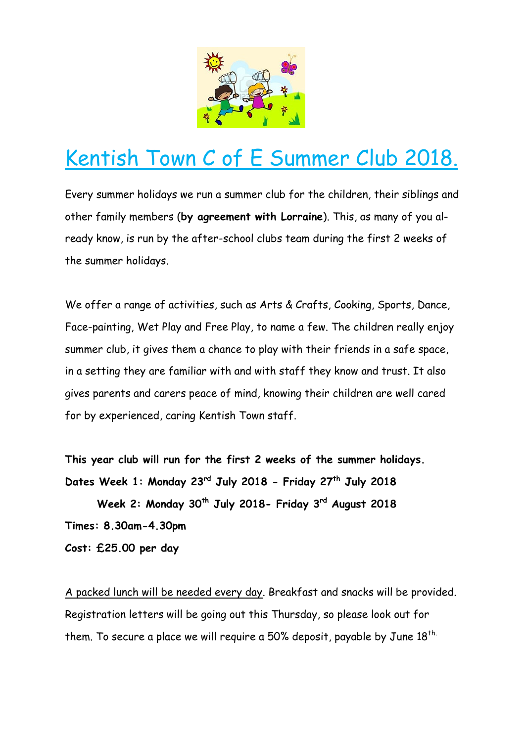# Kentish Town C of E Summer Club 2018.

Every summer holidays we run a summer club for the children, their siblings and other family members (**by agreement with Lorraine**). This, as many of you already know, is run by the after-school clubs team during the first 2 weeks of the summer holidays.

We offer a range of activities, such as Arts & Crafts, Cooking, Sports, Dance, Face-painting, Wet Play and Free Play, to name a few. The children really enjoy summer club, it gives them a chance to play with their friends in a safe space, in a setting they are familiar with and with staff they know and trust. It also gives parents and carers peace of mind, knowing their children are well cared for by experienced, caring Kentish Town staff.

**This year club will run for the first 2 weeks of the summer holidays.**

**Dates Week 1: Monday 23rd July 2018 - Friday 27th July 2018**

**Week 2: Monday 30th July 2018- Friday 3rd August 2018**

**Times: 8.30am-4.30pm**

**Cost: £25.00 per day**

<u>A packed lunch will be needed every day</u>. Breakfast and snacks will be provided. Registration letters will be going out this Thursday, so please look out for them. To secure a place we will require a 50% deposit, payable by June 18th.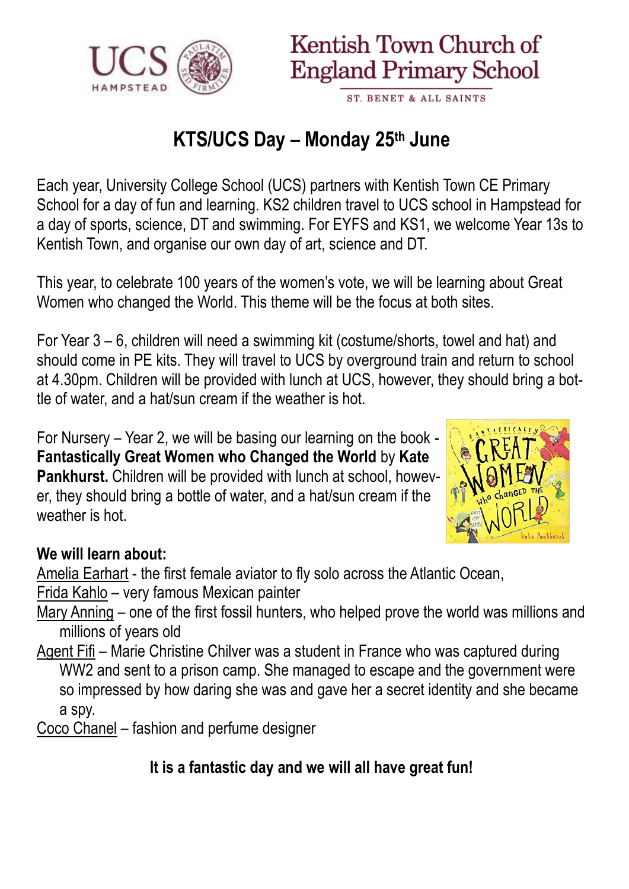UCS HAMPSTEAD

Kentish Town Church of England Primary School

ST. BENET & ALL SAINTS

# KTS/UCS Day – Monday 25th June

Each year, University College School (UCS) partners with Kentish Town CE Primary School for a day of fun and learning. KS2 children travel to UCS school in Hampstead for a day of sports, science, DT and swimming. For EYFS and KS1, we welcome Year 13s to Kentish Town, and organise our own day of art, science and DT.

This year, to celebrate 100 years of the women's vote, we will be learning about Great Women who changed the World. This theme will be the focus at both sites.

For Year 3 – 6, children will need a swimming kit (costume/shorts, towel and hat) and should come in PE kits. They will travel to UCS by overground train and return to school at 4.30pm. Children will be provided with lunch at UCS, however, they should bring a bottle of water, and a hat/sun cream if the weather is hot.

For Nursery – Year 2, we will be basing our learning on the book - **Fantastically Great Women who Changed the World** by **Kate Pankhurst.** Children will be provided with lunch at school, however, they should bring a bottle of water, and a hat/sun cream if the weather is hot.

**We will learn about:**

- Amelia Earhart - the first female aviator to fly solo across the Atlantic Ocean,
- Frida Kahlo – very famous Mexican painter
- Mary Anning – one of the first fossil hunters, who helped prove the world was millions and millions of years old
- Agent Fifi – Marie Christine Chilver was a student in France who was captured during WW2 and sent to a prison camp. She managed to escape and the government were so impressed by how daring she was and gave her a secret identity and she became a spy.
- Coco Chanel – fashion and perfume designer

**It is a fantastic day and we will all have great fun!**